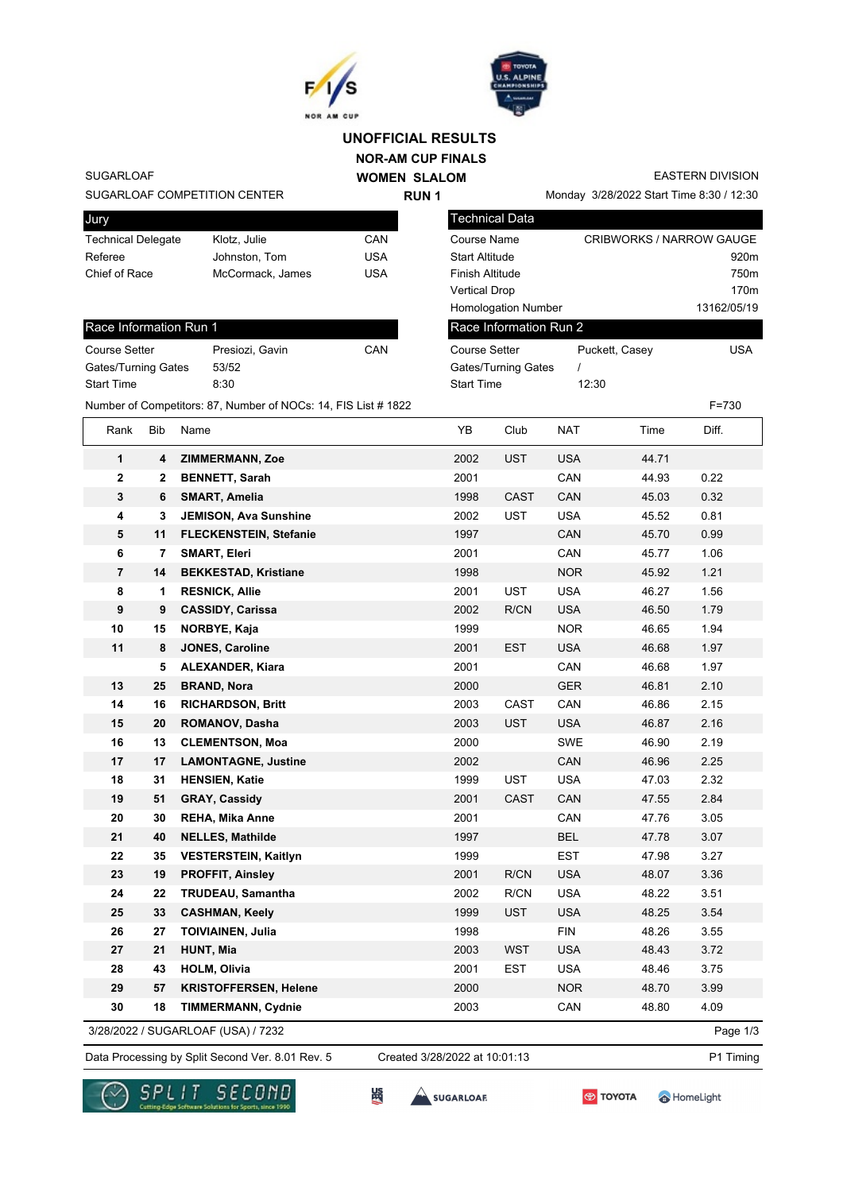# UNOFFICIAL RESULTS

## NOR-AM CUP FINALS

## WOMEN SLALOM

## RUN 1

SUGARLOAF
SUGARLOAF COMPETITION CENTER

EASTERN DIVISION
Monday 3/28/2022 Start Time 8:30 / 12:30

| Jury | | |
|---|---|---|
| Technical Delegate | Klotz, Julie | CAN |
| Referee | Johnston, Tom | USA |
| Chief of Race | McCormack, James | USA |

| Technical Data | |
|---|---|
| Course Name | CRIBWORKS / NARROW GAUGE |
| Start Altitude | 920m |
| Finish Altitude | 750m |
| Vertical Drop | 170m |
| Homologation Number | 13162/05/19 |

| Race Information Run 1 | | |
|---|---|---|
| Course Setter | Presiozi, Gavin | CAN |
| Gates/Turning Gates | 53/52 | |
| Start Time | 8:30 | |

| Race Information Run 2 | | |
|---|---|---|
| Course Setter | Puckett, Casey | USA |
| Gates/Turning Gates | / | |
| Start Time | 12:30 | |

Number of Competitors: 87, Number of NOCs: 14, FIS List # 1822

F=730

| Rank | Bib | Name | YB | Club | NAT | Time | Diff. |
|---|---|---|---|---|---|---|---|
| 1 | 4 | **ZIMMERMANN, Zoe** | 2002 | UST | USA | 44.71 | |
| 2 | 2 | **BENNETT, Sarah** | 2001 | | CAN | 44.93 | 0.22 |
| 3 | 6 | **SMART, Amelia** | 1998 | CAST | CAN | 45.03 | 0.32 |
| 4 | 3 | **JEMISON, Ava Sunshine** | 2002 | UST | USA | 45.52 | 0.81 |
| 5 | 11 | **FLECKENSTEIN, Stefanie** | 1997 | | CAN | 45.70 | 0.99 |
| 6 | 7 | **SMART, Eleri** | 2001 | | CAN | 45.77 | 1.06 |
| 7 | 14 | **BEKKESTAD, Kristiane** | 1998 | | NOR | 45.92 | 1.21 |
| 8 | 1 | **RESNICK, Allie** | 2001 | UST | USA | 46.27 | 1.56 |
| 9 | 9 | **CASSIDY, Carissa** | 2002 | R/CN | USA | 46.50 | 1.79 |
| 10 | 15 | **NORBYE, Kaja** | 1999 | | NOR | 46.65 | 1.94 |
| 11 | 8 | **JONES, Caroline** | 2001 | EST | USA | 46.68 | 1.97 |
| | 5 | **ALEXANDER, Kiara** | 2001 | | CAN | 46.68 | 1.97 |
| 13 | 25 | **BRAND, Nora** | 2000 | | GER | 46.81 | 2.10 |
| 14 | 16 | **RICHARDSON, Britt** | 2003 | CAST | CAN | 46.86 | 2.15 |
| 15 | 20 | **ROMANOV, Dasha** | 2003 | UST | USA | 46.87 | 2.16 |
| 16 | 13 | **CLEMENTSON, Moa** | 2000 | | SWE | 46.90 | 2.19 |
| 17 | 17 | **LAMONTAGNE, Justine** | 2002 | | CAN | 46.96 | 2.25 |
| 18 | 31 | **HENSIEN, Katie** | 1999 | UST | USA | 47.03 | 2.32 |
| 19 | 51 | **GRAY, Cassidy** | 2001 | CAST | CAN | 47.55 | 2.84 |
| 20 | 30 | **REHA, Mika Anne** | 2001 | | CAN | 47.76 | 3.05 |
| 21 | 40 | **NELLES, Mathilde** | 1997 | | BEL | 47.78 | 3.07 |
| 22 | 35 | **VESTERSTEIN, Kaitlyn** | 1999 | | EST | 47.98 | 3.27 |
| 23 | 19 | **PROFFIT, Ainsley** | 2001 | R/CN | USA | 48.07 | 3.36 |
| 24 | 22 | **TRUDEAU, Samantha** | 2002 | R/CN | USA | 48.22 | 3.51 |
| 25 | 33 | **CASHMAN, Keely** | 1999 | UST | USA | 48.25 | 3.54 |
| 26 | 27 | **TOIVIAINEN, Julia** | 1998 | | FIN | 48.26 | 3.55 |
| 27 | 21 | **HUNT, Mia** | 2003 | WST | USA | 48.43 | 3.72 |
| 28 | 43 | **HOLM, Olivia** | 2001 | EST | USA | 48.46 | 3.75 |
| 29 | 57 | **KRISTOFFERSEN, Helene** | 2000 | | NOR | 48.70 | 3.99 |
| 30 | 18 | **TIMMERMANN, Cydnie** | 2003 | | CAN | 48.80 | 4.09 |

3/28/2022 / SUGARLOAF (USA) / 7232

Data Processing by Split Second Ver. 8.01 Rev. 5 &nbsp;&nbsp; Created 3/28/2022 at 10:01:13 &nbsp;&nbsp; P1 Timing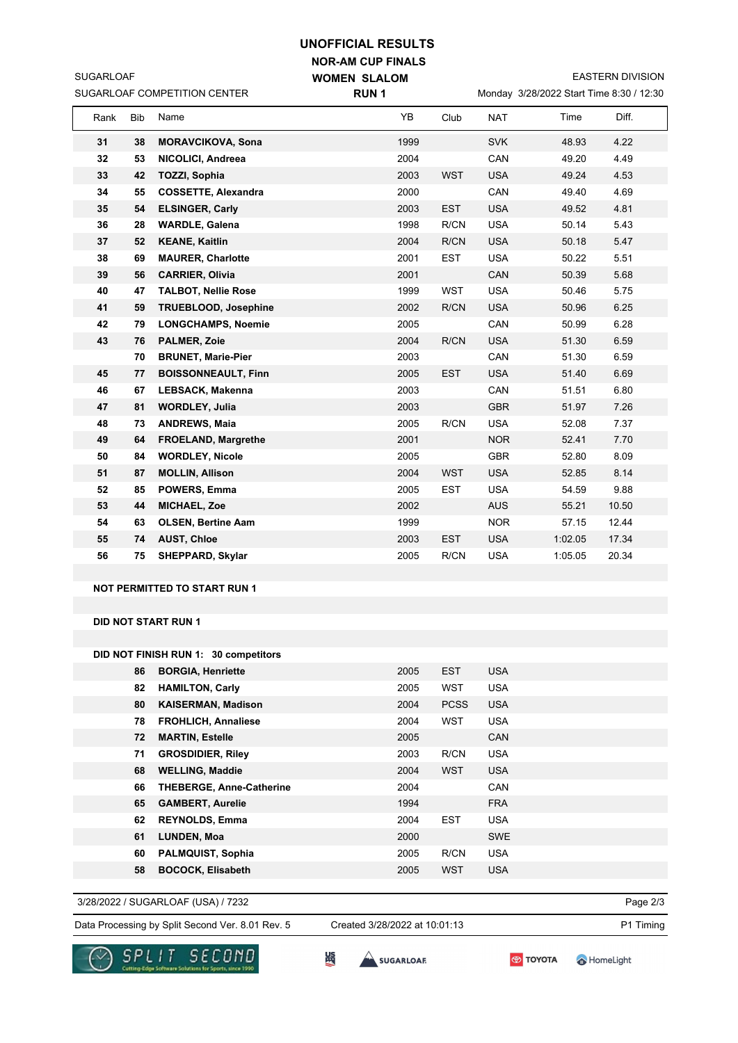# UNOFFICIAL RESULTS

## NOR-AM CUP FINALS

## WOMEN SLALOM

## RUN 1

SUGARLOAF
SUGARLOAF COMPETITION CENTER

EASTERN DIVISION
Monday 3/28/2022 Start Time 8:30 / 12:30

| Rank | Bib | Name | YB | Club | NAT | Time | Diff. |
|---|---|---|---|---|---|---|---|
| 31 | 38 | MORAVCIKOVA, Sona | 1999 | | SVK | 48.93 | 4.22 |
| 32 | 53 | NICOLICI, Andreea | 2004 | | CAN | 49.20 | 4.49 |
| 33 | 42 | TOZZI, Sophia | 2003 | WST | USA | 49.24 | 4.53 |
| 34 | 55 | COSSETTE, Alexandra | 2000 | | CAN | 49.40 | 4.69 |
| 35 | 54 | ELSINGER, Carly | 2003 | EST | USA | 49.52 | 4.81 |
| 36 | 28 | WARDLE, Galena | 1998 | R/CN | USA | 50.14 | 5.43 |
| 37 | 52 | KEANE, Kaitlin | 2004 | R/CN | USA | 50.18 | 5.47 |
| 38 | 69 | MAURER, Charlotte | 2001 | EST | USA | 50.22 | 5.51 |
| 39 | 56 | CARRIER, Olivia | 2001 | | CAN | 50.39 | 5.68 |
| 40 | 47 | TALBOT, Nellie Rose | 1999 | WST | USA | 50.46 | 5.75 |
| 41 | 59 | TRUEBLOOD, Josephine | 2002 | R/CN | USA | 50.96 | 6.25 |
| 42 | 79 | LONGCHAMPS, Noemie | 2005 | | CAN | 50.99 | 6.28 |
| 43 | 76 | PALMER, Zoie | 2004 | R/CN | USA | 51.30 | 6.59 |
| | 70 | BRUNET, Marie-Pier | 2003 | | CAN | 51.30 | 6.59 |
| 45 | 77 | BOISSONNEAULT, Finn | 2005 | EST | USA | 51.40 | 6.69 |
| 46 | 67 | LEBSACK, Makenna | 2003 | | CAN | 51.51 | 6.80 |
| 47 | 81 | WORDLEY, Julia | 2003 | | GBR | 51.97 | 7.26 |
| 48 | 73 | ANDREWS, Maia | 2005 | R/CN | USA | 52.08 | 7.37 |
| 49 | 64 | FROELAND, Margrethe | 2001 | | NOR | 52.41 | 7.70 |
| 50 | 84 | WORDLEY, Nicole | 2005 | | GBR | 52.80 | 8.09 |
| 51 | 87 | MOLLIN, Allison | 2004 | WST | USA | 52.85 | 8.14 |
| 52 | 85 | POWERS, Emma | 2005 | EST | USA | 54.59 | 9.88 |
| 53 | 44 | MICHAEL, Zoe | 2002 | | AUS | 55.21 | 10.50 |
| 54 | 63 | OLSEN, Bertine Aam | 1999 | | NOR | 57.15 | 12.44 |
| 55 | 74 | AUST, Chloe | 2003 | EST | USA | 1:02.05 | 17.34 |
| 56 | 75 | SHEPPARD, Skylar | 2005 | R/CN | USA | 1:05.05 | 20.34 |

**NOT PERMITTED TO START RUN 1**

**DID NOT START RUN 1**

**DID NOT FINISH RUN 1: 30 competitors**

| Bib | Name | YB | Club | NAT |
|---|---|---|---|---|
| 86 | BORGIA, Henriette | 2005 | EST | USA |
| 82 | HAMILTON, Carly | 2005 | WST | USA |
| 80 | KAISERMAN, Madison | 2004 | PCSS | USA |
| 78 | FROHLICH, Annaliese | 2004 | WST | USA |
| 72 | MARTIN, Estelle | 2005 | | CAN |
| 71 | GROSDIDIER, Riley | 2003 | R/CN | USA |
| 68 | WELLING, Maddie | 2004 | WST | USA |
| 66 | THEBERGE, Anne-Catherine | 2004 | | CAN |
| 65 | GAMBERT, Aurelie | 1994 | | FRA |
| 62 | REYNOLDS, Emma | 2004 | EST | USA |
| 61 | LUNDEN, Moa | 2000 | | SWE |
| 60 | PALMQUIST, Sophia | 2005 | R/CN | USA |
| 58 | BOCOCK, Elisabeth | 2005 | WST | USA |

3/28/2022 / SUGARLOAF (USA) / 7232

Data Processing by Split Second Ver. 8.01 Rev. 5 — Created 3/28/2022 at 10:01:13 — P1 Timing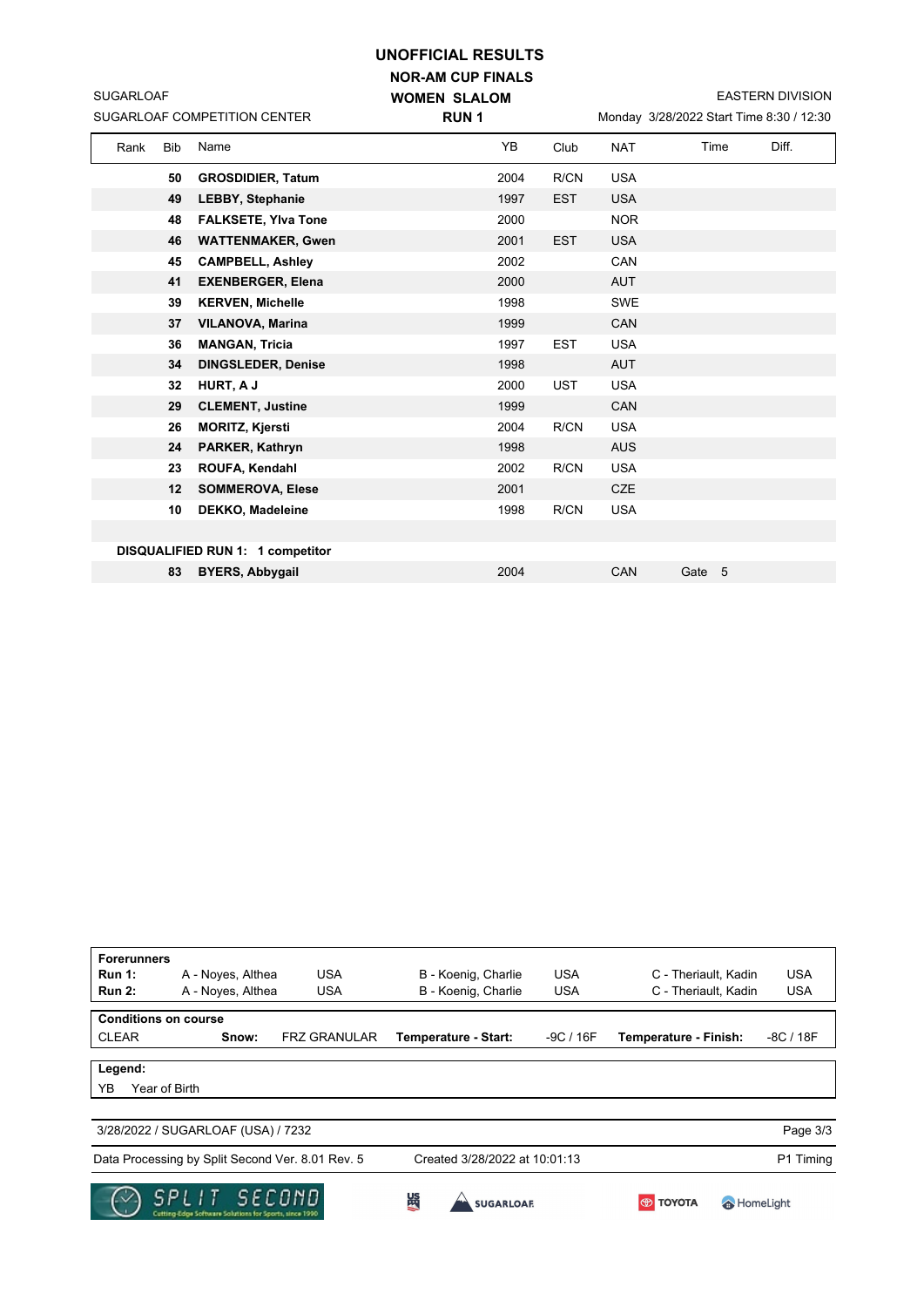# UNOFFICIAL RESULTS

## NOR-AM CUP FINALS

## WOMEN SLALOM

## RUN 1

SUGARLOAF
SUGARLOAF COMPETITION CENTER

EASTERN DIVISION
Monday 3/28/2022 Start Time 8:30 / 12:30

| Rank | Bib | Name | YB | Club | NAT | Time | Diff. |
|---|---|---|---|---|---|---|---|
| | 50 | **GROSDIDIER, Tatum** | 2004 | R/CN | USA | | |
| | 49 | **LEBBY, Stephanie** | 1997 | EST | USA | | |
| | 48 | **FALKSETE, Ylva Tone** | 2000 | | NOR | | |
| | 46 | **WATTENMAKER, Gwen** | 2001 | EST | USA | | |
| | 45 | **CAMPBELL, Ashley** | 2002 | | CAN | | |
| | 41 | **EXENBERGER, Elena** | 2000 | | AUT | | |
| | 39 | **KERVEN, Michelle** | 1998 | | SWE | | |
| | 37 | **VILANOVA, Marina** | 1999 | | CAN | | |
| | 36 | **MANGAN, Tricia** | 1997 | EST | USA | | |
| | 34 | **DINGSLEDER, Denise** | 1998 | | AUT | | |
| | 32 | **HURT, A J** | 2000 | UST | USA | | |
| | 29 | **CLEMENT, Justine** | 1999 | | CAN | | |
| | 26 | **MORITZ, Kjersti** | 2004 | R/CN | USA | | |
| | 24 | **PARKER, Kathryn** | 1998 | | AUS | | |
| | 23 | **ROUFA, Kendahl** | 2002 | R/CN | USA | | |
| | 12 | **SOMMEROVA, Elese** | 2001 | | CZE | | |
| | 10 | **DEKKO, Madeleine** | 1998 | R/CN | USA | | |

**DISQUALIFIED RUN 1: 1 competitor**

| Rank | Bib | Name | YB | Club | NAT | Time | Diff. |
|---|---|---|---|---|---|---|---|
| | 83 | **BYERS, Abbygail** | 2004 | | CAN | Gate 5 | |

| **Forerunners** | | | | | | |
|---|---|---|---|---|---|---|
| **Run 1:** | A - Noyes, Althea | USA | B - Koenig, Charlie | USA | C - Theriault, Kadin | USA |
| **Run 2:** | A - Noyes, Althea | USA | B - Koenig, Charlie | USA | C - Theriault, Kadin | USA |

| **Conditions on course** | | | | | | |
|---|---|---|---|---|---|---|
| CLEAR | **Snow:** | FRZ GRANULAR | **Temperature - Start:** | -9C / 16F | **Temperature - Finish:** | -8C / 18F |

**Legend:**
YB Year of Birth

3/28/2022 / SUGARLOAF (USA) / 7232

Data Processing by Split Second Ver. 8.01 Rev. 5 — Created 3/28/2022 at 10:01:13 — P1 Timing